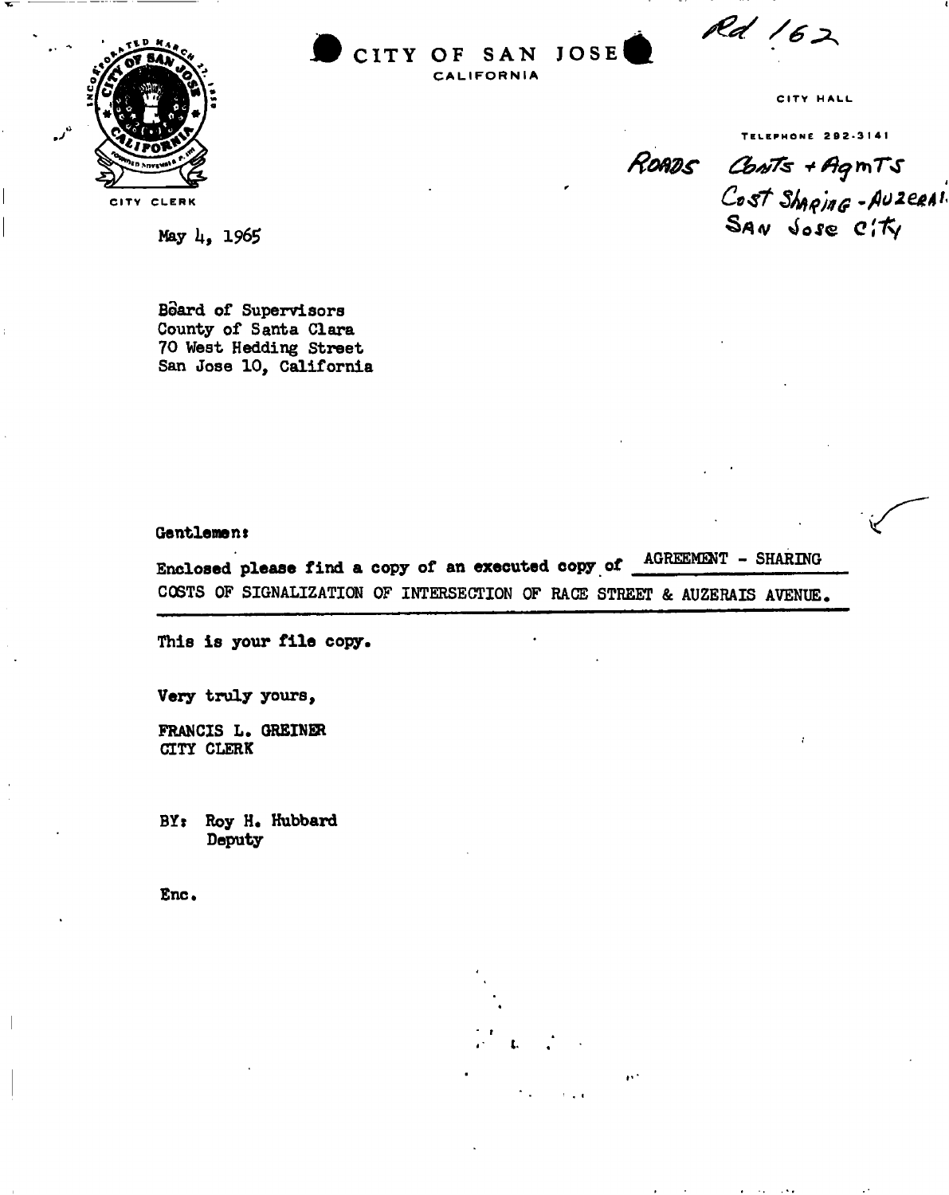# CITY OF SAN JOSE
CALIFORNIA

CITY CLERK

Rd 162

CITY HALL

TELEPHONE 292-3141

ROADS Cnts + Agmts
Cost Sharing - Auzerai
San Jose City

May 4, 1965

Board of Supervisors
County of Santa Clara
70 West Hedding Street
San Jose 10, California

Gentlemen:

Enclosed please find a copy of an executed copy of AGREEMENT - SHARING COSTS OF SIGNALIZATION OF INTERSECTION OF RACE STREET & AUZERAIS AVENUE.

This is your file copy.

Very truly yours,

FRANCIS L. GREINER
CITY CLERK

BY: Roy H. Hubbard
Deputy

Enc.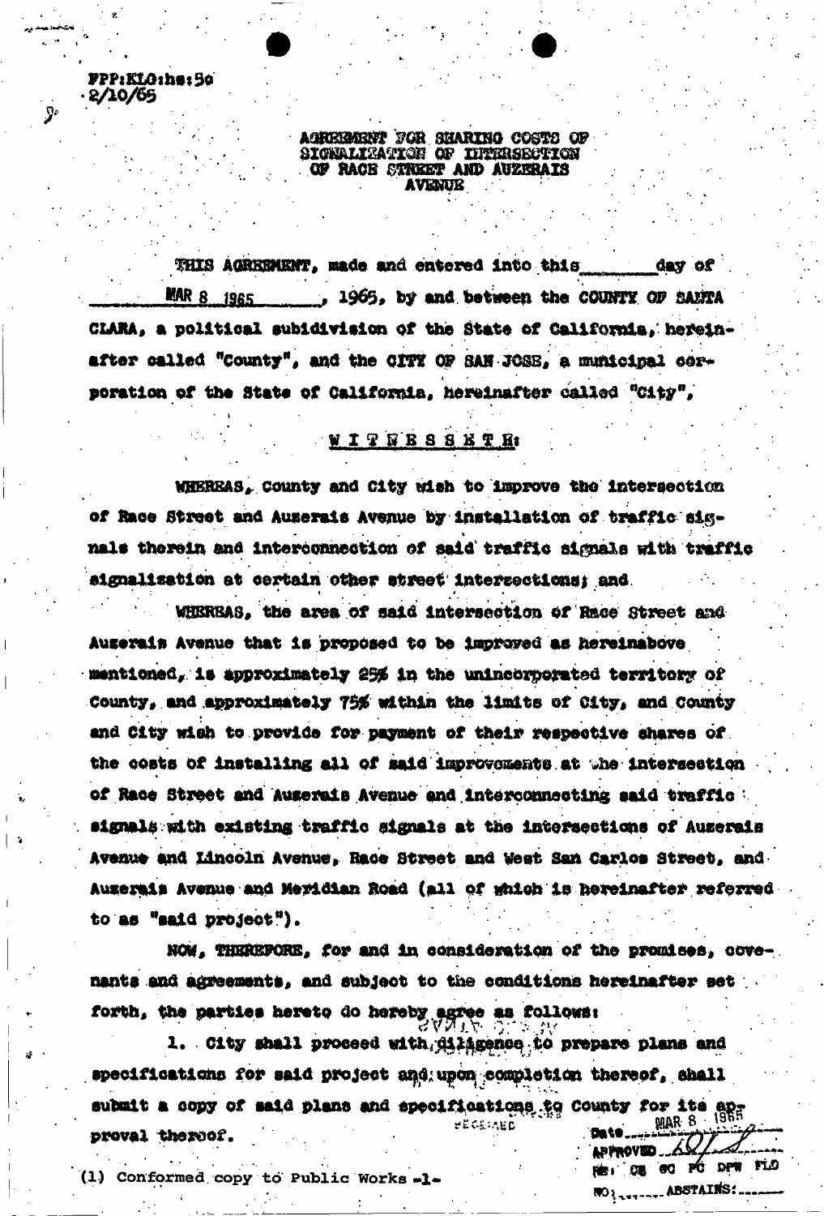FPP:KLO:hs:5c
2/10/65

AGREEMENT FOR SHARING COSTS OF SIGNALIZATION OF INTERSECTION OF RACE STREET AND AUZERAIS AVENUE

THIS AGREEMENT, made and entered into this _______ day of _____ MAR 8 1965 _____, 1965, by and between the COUNTY OF SANTA CLARA, a political subdivision of the State of California, hereinafter called "County", and the CITY OF SAN JOSE, a municipal corporation of the State of California, hereinafter called "City",

W I T N E S S E T H:

WHEREAS, County and City wish to improve the intersection of Race Street and Auzerais Avenue by installation of traffic signals therein and interconnection of said traffic signals with traffic signalization at certain other street intersections; and

WHEREAS, the area of said intersection of Race Street and Auzerais Avenue that is proposed to be improved as hereinabove mentioned, is approximately 25% in the unincorporated territory of County, and approximately 75% within the limits of City, and County and City wish to provide for payment of their respective shares of the costs of installing all of said improvements at the intersection of Race Street and Auzerais Avenue and interconnecting said traffic signals with existing traffic signals at the intersections of Auzerais Avenue and Lincoln Avenue, Race Street and West San Carlos Street, and Auzerais Avenue and Meridian Road (all of which is hereinafter referred to as "said project").

NOW, THEREFORE, for and in consideration of the promises, covenants and agreements, and subject to the conditions hereinafter set forth, the parties hereto do hereby agree as follows:

1. City shall proceed with diligence to prepare plans and specifications for said project and upon completion thereof, shall submit a copy of said plans and specifications to County for its approval thereof.

Date MAR 8 1965
APPROVED
RE: CE SC PC DPW FLO
NO: ______ ABSTAINS: ______

(1) Conformed copy to Public Works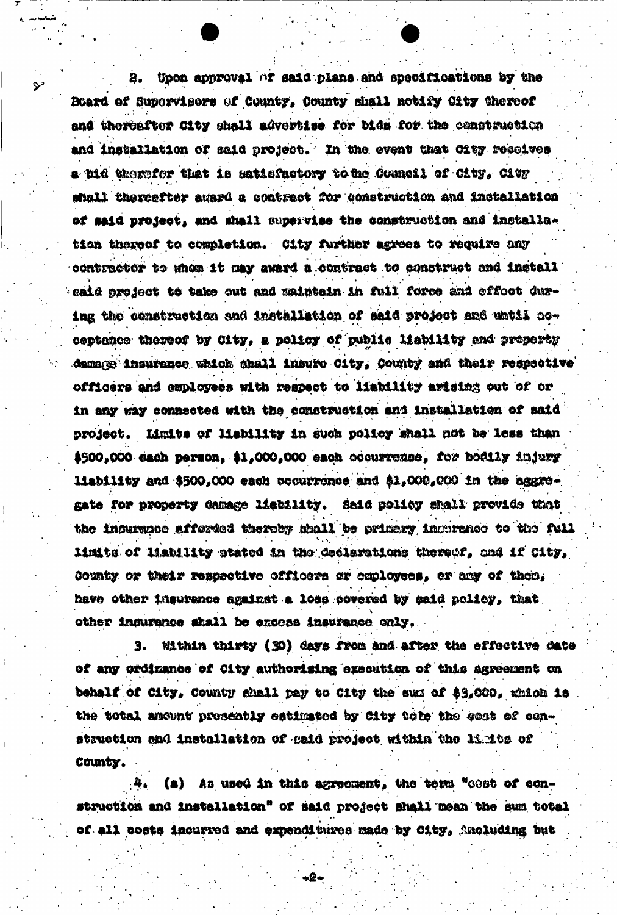2. Upon approval of said plans and specifications by the Board of Supervisors of County, County shall notify City thereof and thereafter City shall advertise for bids for the construction and installation of said project. In the event that City receives a bid therefor that is satisfactory to the Council of City, City shall thereafter award a contract for construction and installation of said project, and shall supervise the construction and installation thereof to completion. City further agrees to require any contractor to whom it may award a contract to construct and install said project to take out and maintain in full force and effect during the construction and installation of said project and until acceptance thereof by City, a policy of public liability and property damage insurance which shall insure City, County and their respective officers and employees with respect to liability arising out of or in any way connected with the construction and installation of said project. Limits of liability in such policy shall not be less than $500,000 each person, $1,000,000 each occurrence, for bodily injury liability and $500,000 each occurrence and $1,000,000 in the aggregate for property damage liability. Said policy shall provide that the insurance afforded thereby shall be primary insurance to the full limits of liability stated in the declarations thereof, and if City, County or their respective officers or employees, or any of them, have other insurance against a loss covered by said policy, that other insurance shall be excess insurance only.

3. Within thirty (30) days from and after the effective date of any ordinance of City authorizing execution of this agreement on behalf of City, County shall pay to City the sum of $3,000, which is the total amount presently estimated by City to be the cost of construction and installation of said project within the limits of County.

4. (a) As used in this agreement, the term "cost of construction and installation" of said project shall mean the sum total of all costs incurred and expenditures made by City, including but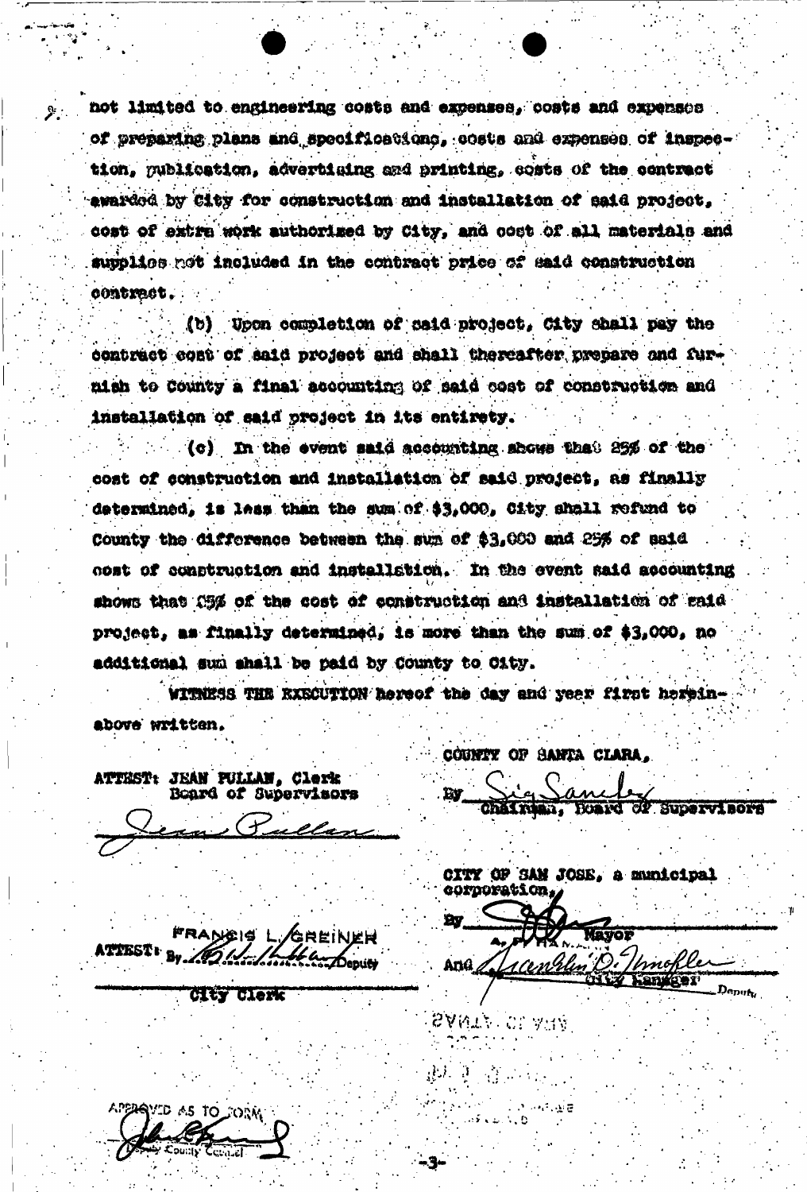not limited to engineering costs and expenses, costs and expenses of preparing plans and specifications, costs and expenses of inspection, publication, advertising and printing, costs of the contract awarded by City for construction and installation of said project, cost of extra work authorized by City, and cost of all materials and supplies not included in the contract price of said construction contract.

(b) Upon completion of said project, City shall pay the contract cost of said project and shall thereafter prepare and furnish to County a final accounting of said cost of construction and installation of said project in its entirety.

(c) In the event said accounting shows that 25% of the cost of construction and installation of said project, as finally determined, is less than the sum of $3,000, City shall refund to County the difference between the sum of $3,000 and 25% of said cost of construction and installation. In the event said accounting shows that 25% of the cost of construction and installation of said project, as finally determined, is more than the sum of $3,000, no additional sum shall be paid by County to City.

WITNESS THE EXECUTION hereof the day and year first hereinabove written.

COUNTY OF SANTA CLARA,

By Sig Sanchez
Chairman, Board of Supervisors

ATTEST: JEAN PULLAN, Clerk
Board of Supervisors

Jean Pullan

CITY OF SAN JOSE, a municipal corporation,

By A. P. HAMANN
Mayor

And Franklin D. Knoffler
City Manager Deputy

ATTEST: FRANCIS L. GREINER
By [signature] Deputy
City Clerk

APPROVED AS TO FORM
[signature]
Deputy County Counsel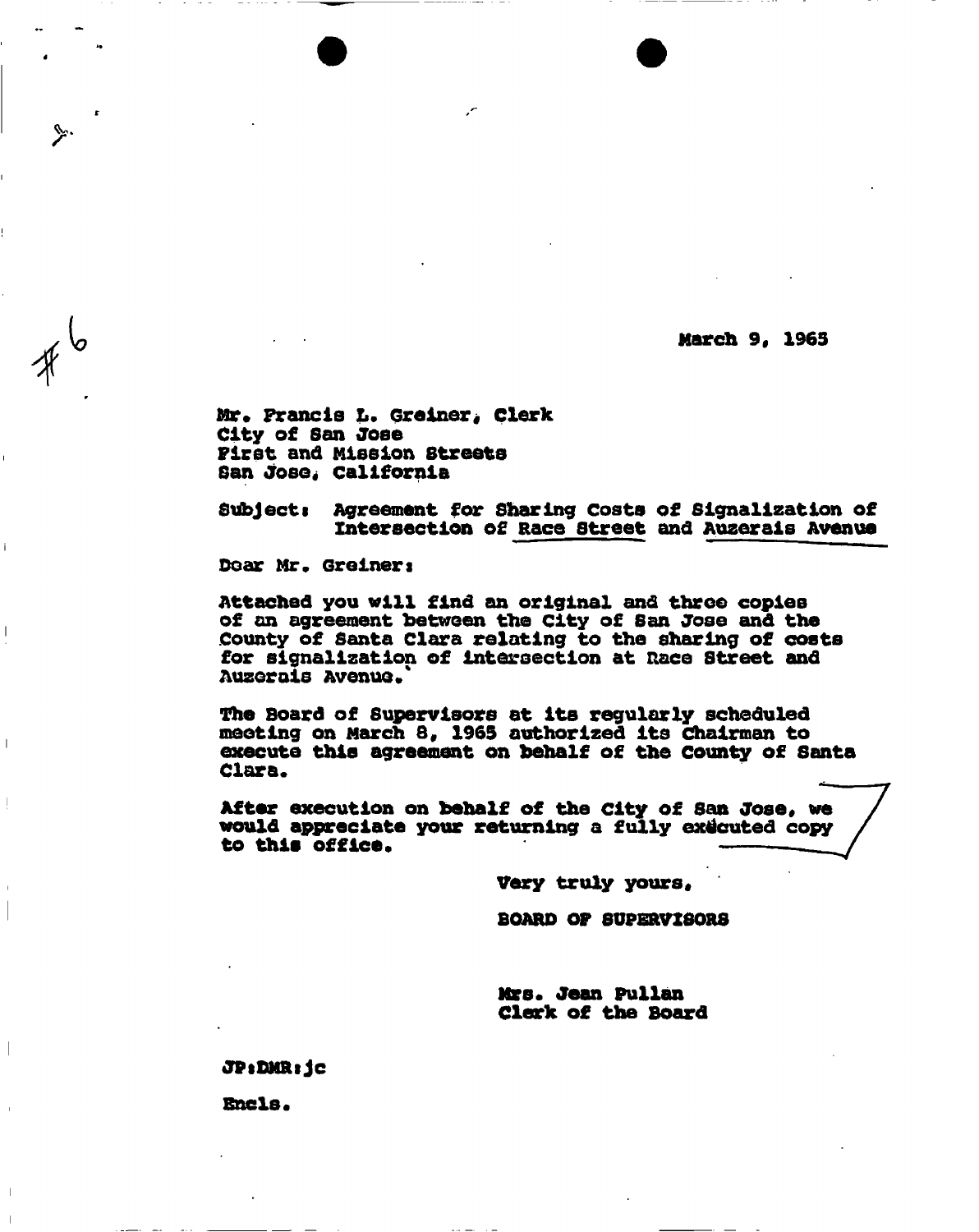#6

March 9, 1965

Mr. Francis L. Greiner, Clerk
City of San Jose
First and Mission Streets
San Jose, California

Subject: Agreement for Sharing Costs of Signalization of Intersection of Race Street and Auzerais Avenue

Dear Mr. Greiner:

Attached you will find an original and three copies of an agreement between the City of San Jose and the County of Santa Clara relating to the sharing of costs for signalization of intersection at Race Street and Auzerais Avenue.

The Board of Supervisors at its regularly scheduled meeting on March 8, 1965 authorized its Chairman to execute this agreement on behalf of the County of Santa Clara.

After execution on behalf of the City of San Jose, we would appreciate your returning a fully executed copy to this office.

Very truly yours,

BOARD OF SUPERVISORS

Mrs. Jean Pullan
Clerk of the Board

JP:DMR:jc

Encls.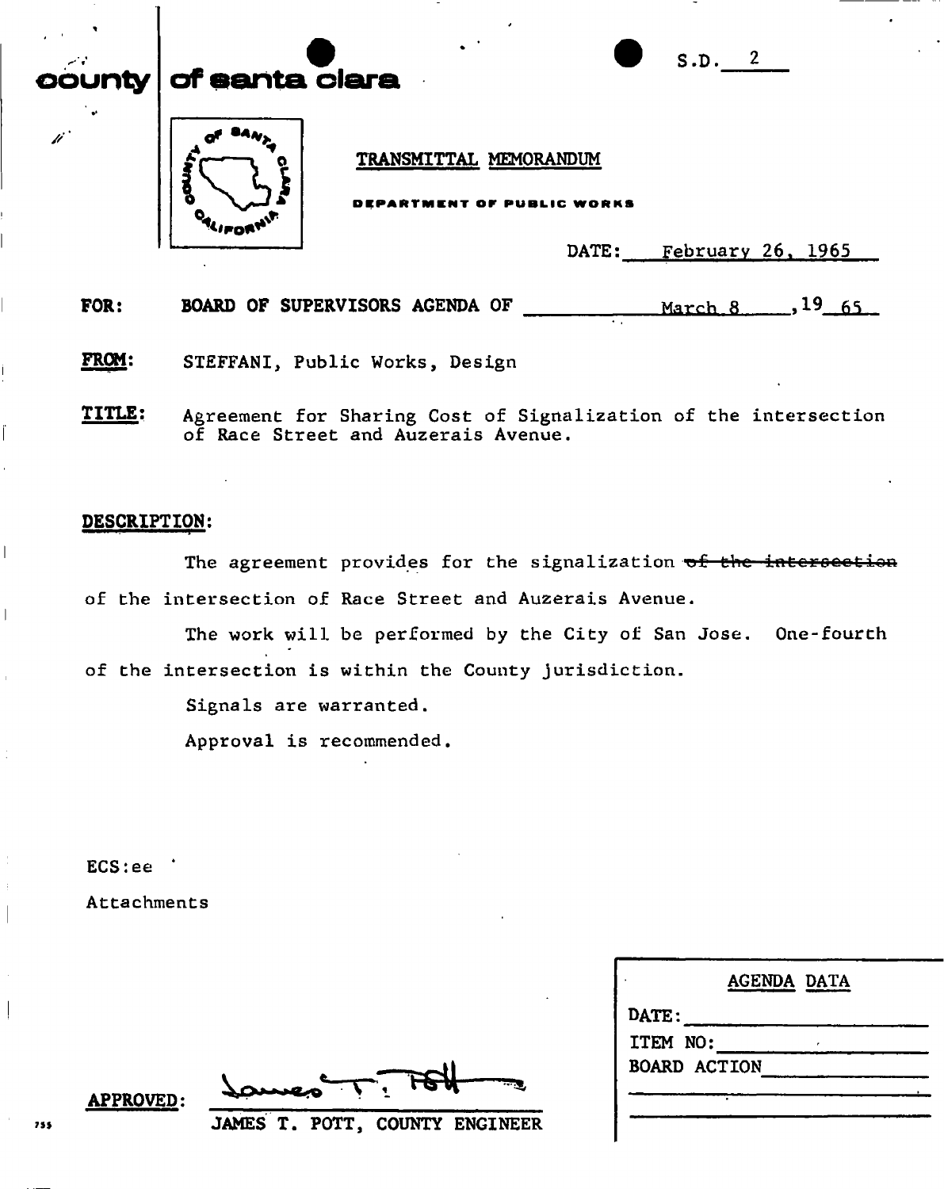S.D. 2

**county of santa clara**

TRANSMITTAL MEMORANDUM

DEPARTMENT OF PUBLIC WORKS

DATE: February 26, 1965

**FOR:** BOARD OF SUPERVISORS AGENDA OF March 8, 19 65

**FROM:** STEFFANI, Public Works, Design

**TITLE:** Agreement for Sharing Cost of Signalization of the intersection of Race Street and Auzerais Avenue.

**DESCRIPTION:**

The agreement provides for the signalization ~~of the intersection~~ of the intersection of Race Street and Auzerais Avenue.

The work will be performed by the City of San Jose. One-fourth of the intersection is within the County jurisdiction.

Signals are warranted.

Approval is recommended.

ECS:ee

Attachments

**APPROVED:** James T. Pott

JAMES T. POTT, COUNTY ENGINEER

| AGENDA DATA |
|---|
| DATE: |
| ITEM NO: |
| BOARD ACTION |